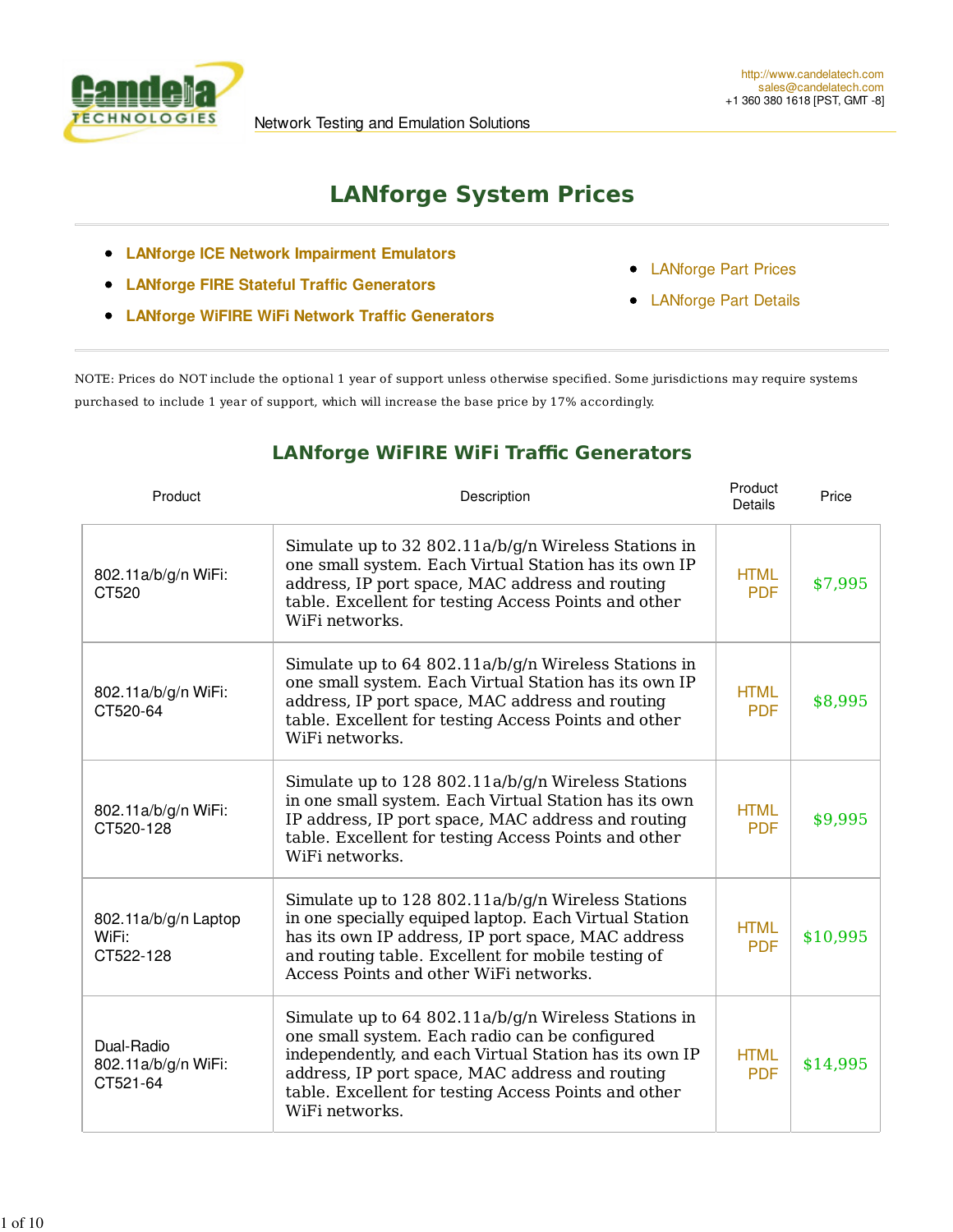http://www.candelatech.com
sales@candelatech.com
+1 360 380 1618 [PST, GMT -8]

Network Testing and Emulation Solutions

# LANforge System Prices

- LANforge ICE Network Impairment Emulators
- LANforge FIRE Stateful Traffic Generators
- LANforge WiFIRE WiFi Network Traffic Generators

- LANforge Part Prices
- LANforge Part Details

NOTE: Prices do NOT include the optional 1 year of support unless otherwise specified. Some jurisdictions may require systems purchased to include 1 year of support, which will increase the base price by 17% accordingly.

## LANforge WiFIRE WiFi Traffic Generators

| Product | Description | Product Details | Price |
|---|---|---|---|
| 802.11a/b/g/n WiFi: CT520 | Simulate up to 32 802.11a/b/g/n Wireless Stations in one small system. Each Virtual Station has its own IP address, IP port space, MAC address and routing table. Excellent for testing Access Points and other WiFi networks. | HTML PDF | $7,995 |
| 802.11a/b/g/n WiFi: CT520-64 | Simulate up to 64 802.11a/b/g/n Wireless Stations in one small system. Each Virtual Station has its own IP address, IP port space, MAC address and routing table. Excellent for testing Access Points and other WiFi networks. | HTML PDF | $8,995 |
| 802.11a/b/g/n WiFi: CT520-128 | Simulate up to 128 802.11a/b/g/n Wireless Stations in one small system. Each Virtual Station has its own IP address, IP port space, MAC address and routing table. Excellent for testing Access Points and other WiFi networks. | HTML PDF | $9,995 |
| 802.11a/b/g/n Laptop WiFi: CT522-128 | Simulate up to 128 802.11a/b/g/n Wireless Stations in one specially equiped laptop. Each Virtual Station has its own IP address, IP port space, MAC address and routing table. Excellent for mobile testing of Access Points and other WiFi networks. | HTML PDF | $10,995 |
| Dual-Radio 802.11a/b/g/n WiFi: CT521-64 | Simulate up to 64 802.11a/b/g/n Wireless Stations in one small system. Each radio can be configured independently, and each Virtual Station has its own IP address, IP port space, MAC address and routing table. Excellent for testing Access Points and other WiFi networks. | HTML PDF | $14,995 |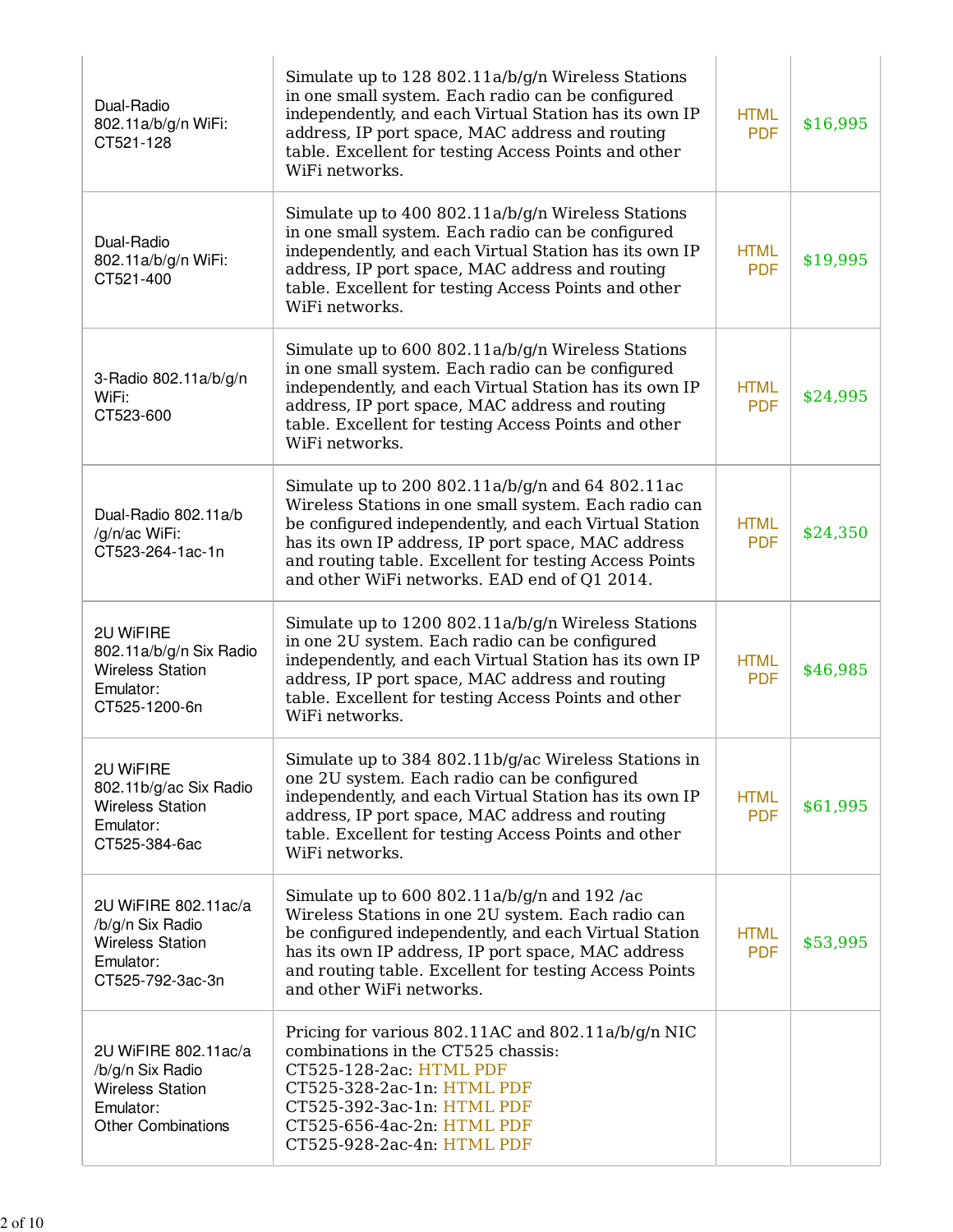| | | | |
|---|---|---|---|
| Dual-Radio 802.11a/b/g/n WiFi: CT521-128 | Simulate up to 128 802.11a/b/g/n Wireless Stations in one small system. Each radio can be configured independently, and each Virtual Station has its own IP address, IP port space, MAC address and routing table. Excellent for testing Access Points and other WiFi networks. | HTML PDF | $16,995 |
| Dual-Radio 802.11a/b/g/n WiFi: CT521-400 | Simulate up to 400 802.11a/b/g/n Wireless Stations in one small system. Each radio can be configured independently, and each Virtual Station has its own IP address, IP port space, MAC address and routing table. Excellent for testing Access Points and other WiFi networks. | HTML PDF | $19,995 |
| 3-Radio 802.11a/b/g/n WiFi: CT523-600 | Simulate up to 600 802.11a/b/g/n Wireless Stations in one small system. Each radio can be configured independently, and each Virtual Station has its own IP address, IP port space, MAC address and routing table. Excellent for testing Access Points and other WiFi networks. | HTML PDF | $24,995 |
| Dual-Radio 802.11a/b /g/n/ac WiFi: CT523-264-1ac-1n | Simulate up to 200 802.11a/b/g/n and 64 802.11ac Wireless Stations in one small system. Each radio can be configured independently, and each Virtual Station has its own IP address, IP port space, MAC address and routing table. Excellent for testing Access Points and other WiFi networks. EAD end of Q1 2014. | HTML PDF | $24,350 |
| 2U WiFIRE 802.11a/b/g/n Six Radio Wireless Station Emulator: CT525-1200-6n | Simulate up to 1200 802.11a/b/g/n Wireless Stations in one 2U system. Each radio can be configured independently, and each Virtual Station has its own IP address, IP port space, MAC address and routing table. Excellent for testing Access Points and other WiFi networks. | HTML PDF | $46,985 |
| 2U WiFIRE 802.11b/g/ac Six Radio Wireless Station Emulator: CT525-384-6ac | Simulate up to 384 802.11b/g/ac Wireless Stations in one 2U system. Each radio can be configured independently, and each Virtual Station has its own IP address, IP port space, MAC address and routing table. Excellent for testing Access Points and other WiFi networks. | HTML PDF | $61,995 |
| 2U WiFIRE 802.11ac/a /b/g/n Six Radio Wireless Station Emulator: CT525-792-3ac-3n | Simulate up to 600 802.11a/b/g/n and 192 /ac Wireless Stations in one 2U system. Each radio can be configured independently, and each Virtual Station has its own IP address, IP port space, MAC address and routing table. Excellent for testing Access Points and other WiFi networks. | HTML PDF | $53,995 |
| 2U WiFIRE 802.11ac/a /b/g/n Six Radio Wireless Station Emulator: Other Combinations | Pricing for various 802.11AC and 802.11a/b/g/n NIC combinations in the CT525 chassis:<br>CT525-128-2ac: HTML PDF<br>CT525-328-2ac-1n: HTML PDF<br>CT525-392-3ac-1n: HTML PDF<br>CT525-656-4ac-2n: HTML PDF<br>CT525-928-2ac-4n: HTML PDF | | |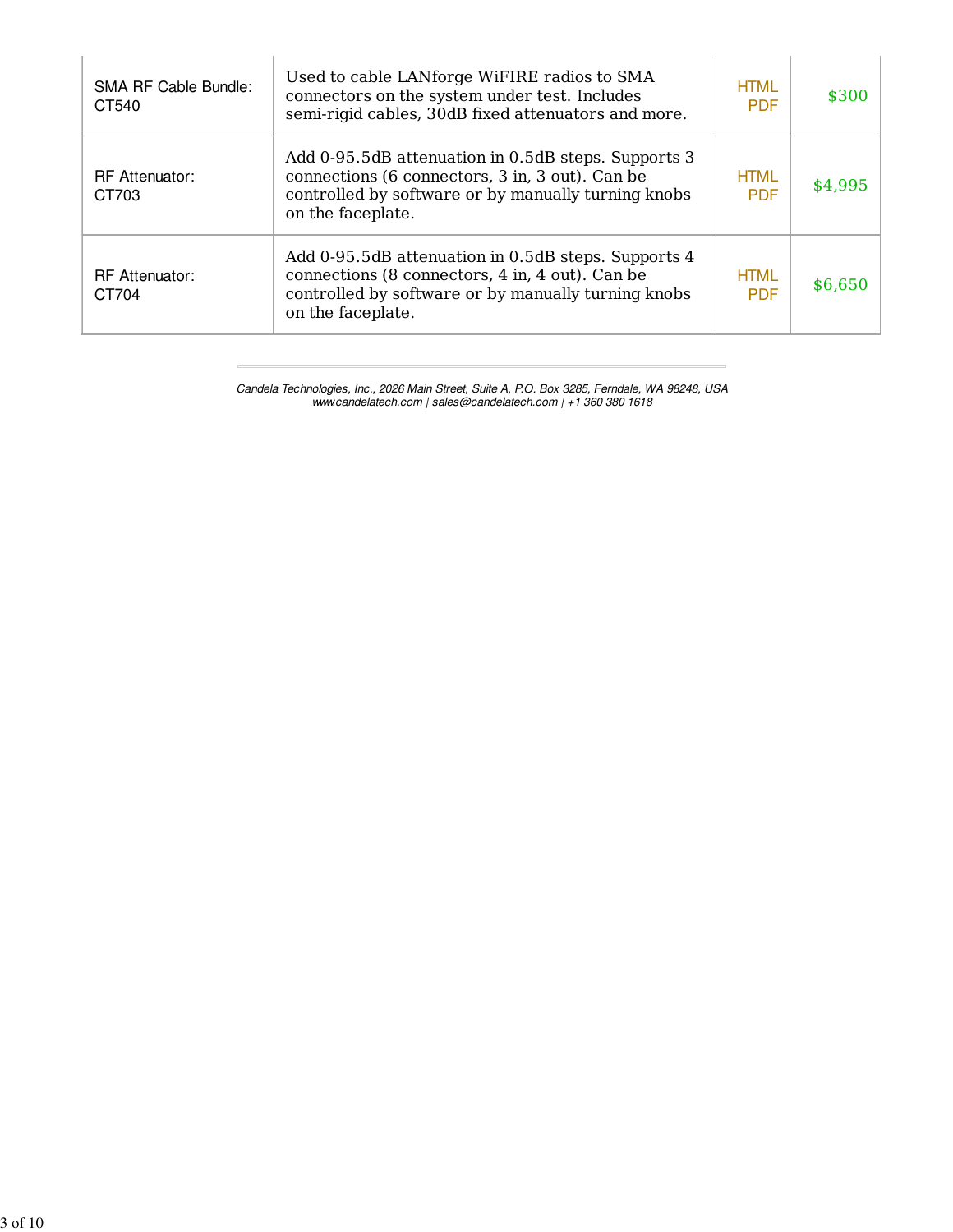| SMA RF Cable Bundle: CT540 | Used to cable LANforge WiFIRE radios to SMA connectors on the system under test. Includes semi-rigid cables, 30dB fixed attenuators and more. | HTML PDF | $300 |
|---|---|---|---|
| RF Attenuator: CT703 | Add 0-95.5dB attenuation in 0.5dB steps. Supports 3 connections (6 connectors, 3 in, 3 out). Can be controlled by software or by manually turning knobs on the faceplate. | HTML PDF | $4,995 |
| RF Attenuator: CT704 | Add 0-95.5dB attenuation in 0.5dB steps. Supports 4 connections (8 connectors, 4 in, 4 out). Can be controlled by software or by manually turning knobs on the faceplate. | HTML PDF | $6,650 |

---

*Candela Technologies, Inc., 2026 Main Street, Suite A, P.O. Box 3285, Ferndale, WA 98248, USA*
*www.candelatech.com | sales@candelatech.com | +1 360 380 1618*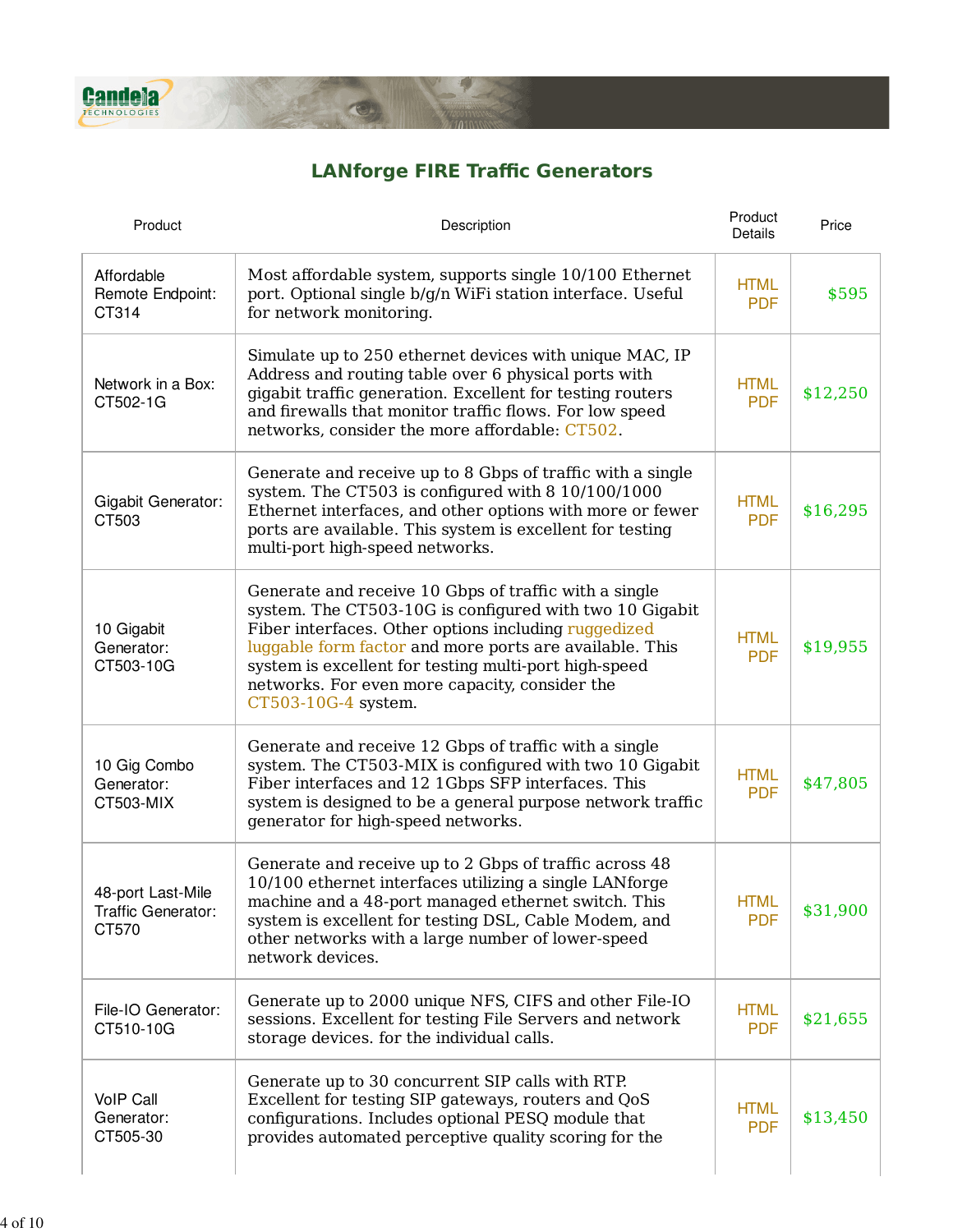## LANforge FIRE Traffic Generators

| Product | Description | Product Details | Price |
|---|---|---|---|
| Affordable Remote Endpoint: CT314 | Most affordable system, supports single 10/100 Ethernet port. Optional single b/g/n WiFi station interface. Useful for network monitoring. | HTML PDF | $595 |
| Network in a Box: CT502-1G | Simulate up to 250 ethernet devices with unique MAC, IP Address and routing table over 6 physical ports with gigabit traffic generation. Excellent for testing routers and firewalls that monitor traffic flows. For low speed networks, consider the more affordable: CT502. | HTML PDF | $12,250 |
| Gigabit Generator: CT503 | Generate and receive up to 8 Gbps of traffic with a single system. The CT503 is configured with 8 10/100/1000 Ethernet interfaces, and other options with more or fewer ports are available. This system is excellent for testing multi-port high-speed networks. | HTML PDF | $16,295 |
| 10 Gigabit Generator: CT503-10G | Generate and receive 10 Gbps of traffic with a single system. The CT503-10G is configured with two 10 Gigabit Fiber interfaces. Other options including ruggedized luggable form factor and more ports are available. This system is excellent for testing multi-port high-speed networks. For even more capacity, consider the CT503-10G-4 system. | HTML PDF | $19,955 |
| 10 Gig Combo Generator: CT503-MIX | Generate and receive 12 Gbps of traffic with a single system. The CT503-MIX is configured with two 10 Gigabit Fiber interfaces and 12 1Gbps SFP interfaces. This system is designed to be a general purpose network traffic generator for high-speed networks. | HTML PDF | $47,805 |
| 48-port Last-Mile Traffic Generator: CT570 | Generate and receive up to 2 Gbps of traffic across 48 10/100 ethernet interfaces utilizing a single LANforge machine and a 48-port managed ethernet switch. This system is excellent for testing DSL, Cable Modem, and other networks with a large number of lower-speed network devices. | HTML PDF | $31,900 |
| File-IO Generator: CT510-10G | Generate up to 2000 unique NFS, CIFS and other File-IO sessions. Excellent for testing File Servers and network storage devices. for the individual calls. | HTML PDF | $21,655 |
| VoIP Call Generator: CT505-30 | Generate up to 30 concurrent SIP calls with RTP. Excellent for testing SIP gateways, routers and QoS configurations. Includes optional PESQ module that provides automated perceptive quality scoring for the | HTML PDF | $13,450 |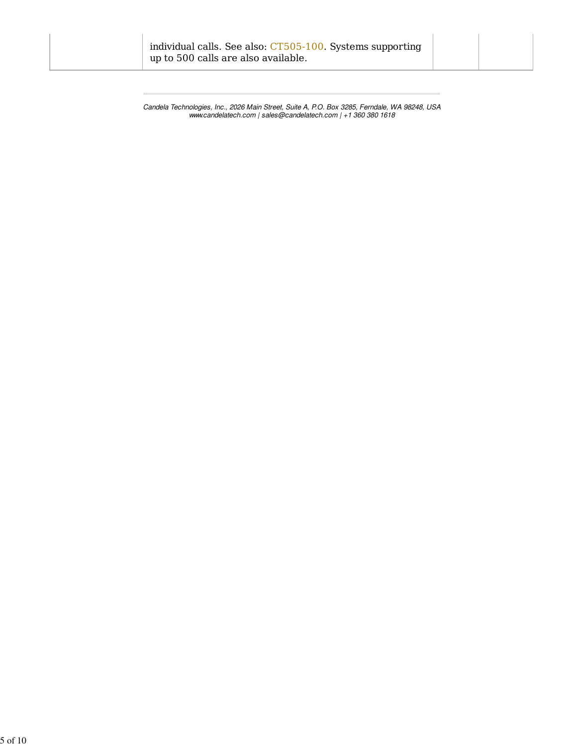| | | | |
|---|---|---|---|
| | individual calls. See also: CT505-100. Systems supporting up to 500 calls are also available. | | |

---

*Candela Technologies, Inc., 2026 Main Street, Suite A, P.O. Box 3285, Ferndale, WA 98248, USA*
*www.candelatech.com | sales@candelatech.com | +1 360 380 1618*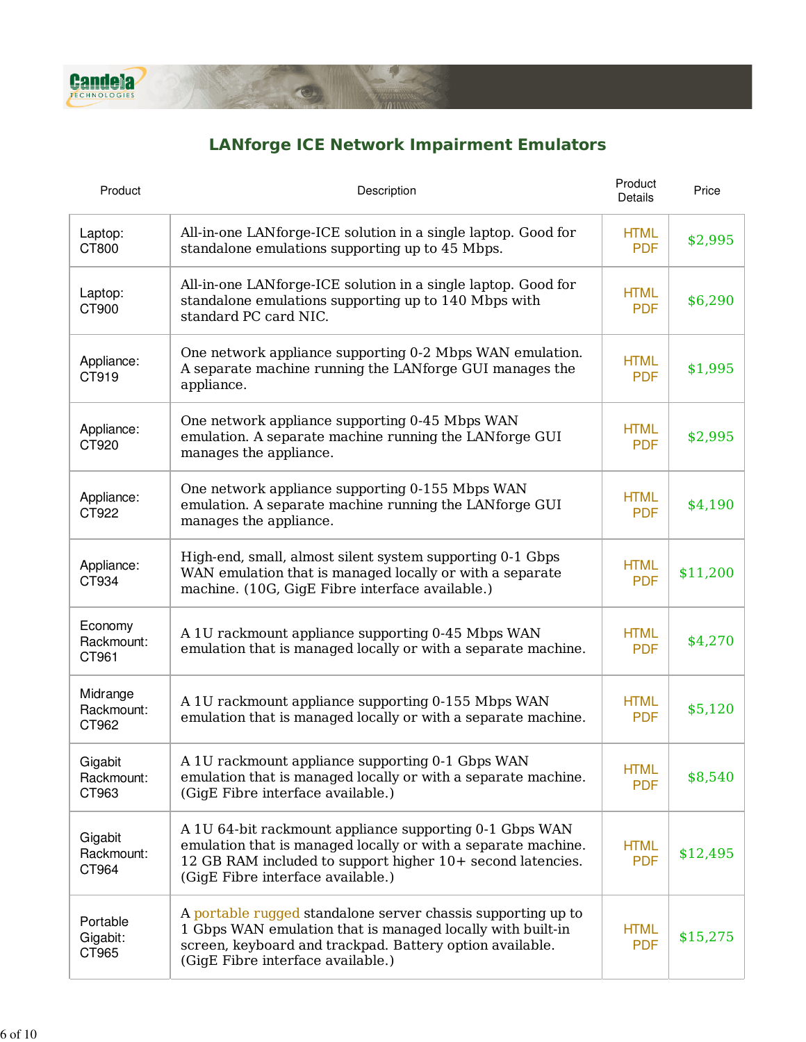## LANforge ICE Network Impairment Emulators

| Product | Description | Product Details | Price |
|---|---|---|---|
| Laptop: CT800 | All-in-one LANforge-ICE solution in a single laptop. Good for standalone emulations supporting up to 45 Mbps. | HTML PDF | $2,995 |
| Laptop: CT900 | All-in-one LANforge-ICE solution in a single laptop. Good for standalone emulations supporting up to 140 Mbps with standard PC card NIC. | HTML PDF | $6,290 |
| Appliance: CT919 | One network appliance supporting 0-2 Mbps WAN emulation. A separate machine running the LANforge GUI manages the appliance. | HTML PDF | $1,995 |
| Appliance: CT920 | One network appliance supporting 0-45 Mbps WAN emulation. A separate machine running the LANforge GUI manages the appliance. | HTML PDF | $2,995 |
| Appliance: CT922 | One network appliance supporting 0-155 Mbps WAN emulation. A separate machine running the LANforge GUI manages the appliance. | HTML PDF | $4,190 |
| Appliance: CT934 | High-end, small, almost silent system supporting 0-1 Gbps WAN emulation that is managed locally or with a separate machine. (10G, GigE Fibre interface available.) | HTML PDF | $11,200 |
| Economy Rackmount: CT961 | A 1U rackmount appliance supporting 0-45 Mbps WAN emulation that is managed locally or with a separate machine. | HTML PDF | $4,270 |
| Midrange Rackmount: CT962 | A 1U rackmount appliance supporting 0-155 Mbps WAN emulation that is managed locally or with a separate machine. | HTML PDF | $5,120 |
| Gigabit Rackmount: CT963 | A 1U rackmount appliance supporting 0-1 Gbps WAN emulation that is managed locally or with a separate machine. (GigE Fibre interface available.) | HTML PDF | $8,540 |
| Gigabit Rackmount: CT964 | A 1U 64-bit rackmount appliance supporting 0-1 Gbps WAN emulation that is managed locally or with a separate machine. 12 GB RAM included to support higher 10+ second latencies. (GigE Fibre interface available.) | HTML PDF | $12,495 |
| Portable Gigabit: CT965 | A portable rugged standalone server chassis supporting up to 1 Gbps WAN emulation that is managed locally with built-in screen, keyboard and trackpad. Battery option available. (GigE Fibre interface available.) | HTML PDF | $15,275 |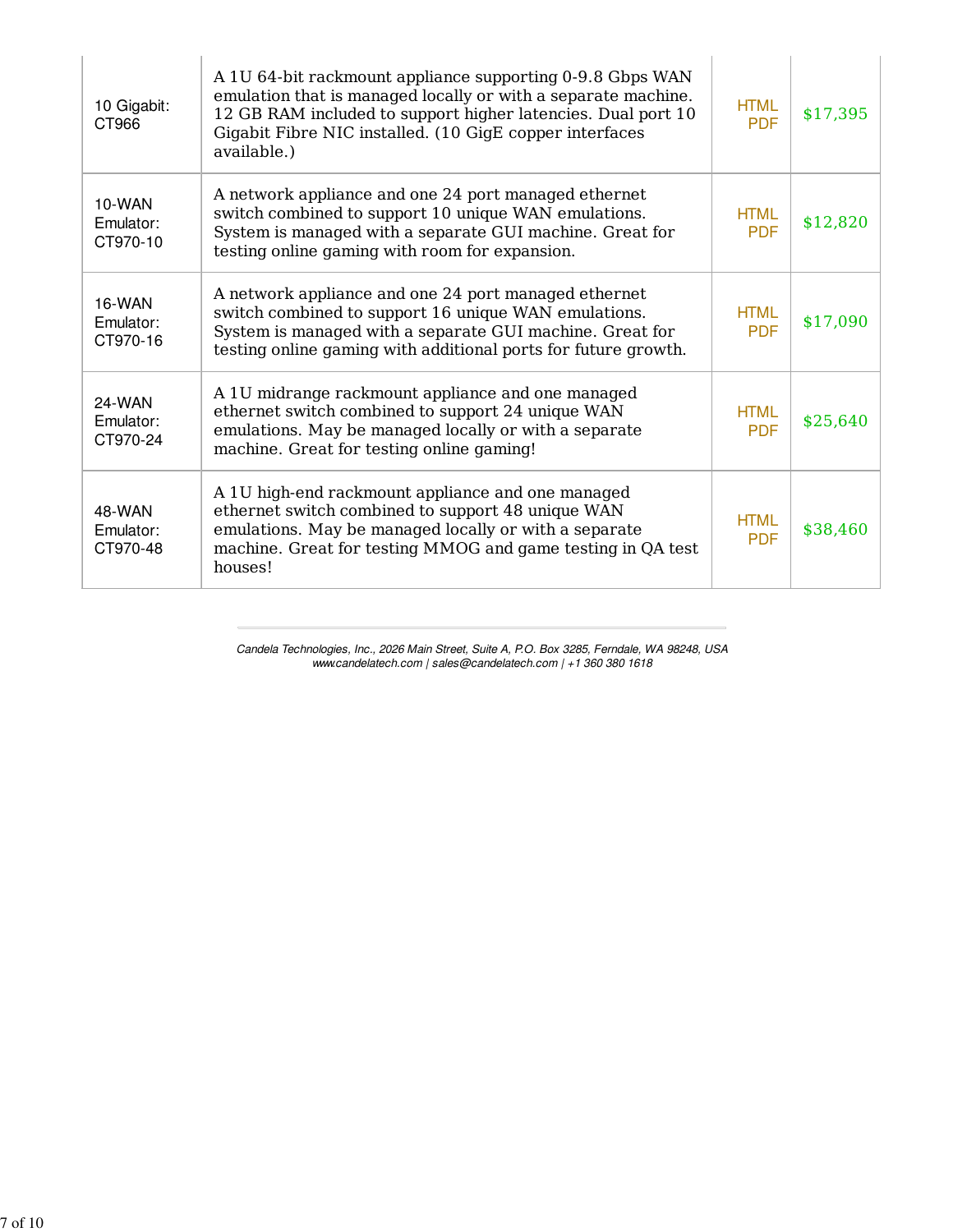| | | | |
|---|---|---|---|
| 10 Gigabit: CT966 | A 1U 64-bit rackmount appliance supporting 0-9.8 Gbps WAN emulation that is managed locally or with a separate machine. 12 GB RAM included to support higher latencies. Dual port 10 Gigabit Fibre NIC installed. (10 GigE copper interfaces available.) | HTML PDF | $17,395 |
| 10-WAN Emulator: CT970-10 | A network appliance and one 24 port managed ethernet switch combined to support 10 unique WAN emulations. System is managed with a separate GUI machine. Great for testing online gaming with room for expansion. | HTML PDF | $12,820 |
| 16-WAN Emulator: CT970-16 | A network appliance and one 24 port managed ethernet switch combined to support 16 unique WAN emulations. System is managed with a separate GUI machine. Great for testing online gaming with additional ports for future growth. | HTML PDF | $17,090 |
| 24-WAN Emulator: CT970-24 | A 1U midrange rackmount appliance and one managed ethernet switch combined to support 24 unique WAN emulations. May be managed locally or with a separate machine. Great for testing online gaming! | HTML PDF | $25,640 |
| 48-WAN Emulator: CT970-48 | A 1U high-end rackmount appliance and one managed ethernet switch combined to support 48 unique WAN emulations. May be managed locally or with a separate machine. Great for testing MMOG and game testing in QA test houses! | HTML PDF | $38,460 |

---

*Candela Technologies, Inc., 2026 Main Street, Suite A, P.O. Box 3285, Ferndale, WA 98248, USA*
*www.candelatech.com | sales@candelatech.com | +1 360 380 1618*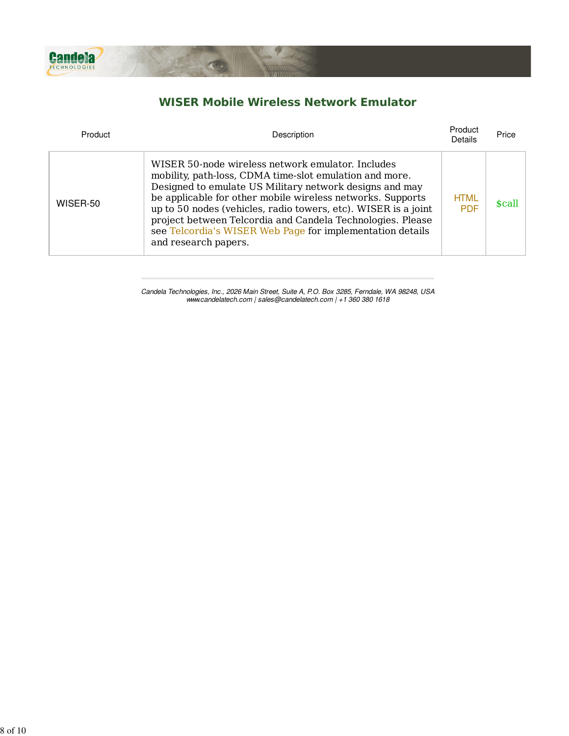## WISER Mobile Wireless Network Emulator

| Product | Description | Product Details | Price |
| --- | --- | --- | --- |
| WISER-50 | WISER 50-node wireless network emulator. Includes mobility, path-loss, CDMA time-slot emulation and more. Designed to emulate US Military network designs and may be applicable for other mobile wireless networks. Supports up to 50 nodes (vehicles, radio towers, etc). WISER is a joint project between Telcordia and Candela Technologies. Please see Telcordia's WISER Web Page for implementation details and research papers. | HTML PDF | $call |

*Candela Technologies, Inc., 2026 Main Street, Suite A, P.O. Box 3285, Ferndale, WA 98248, USA*
*www.candelatech.com | sales@candelatech.com | +1 360 380 1618*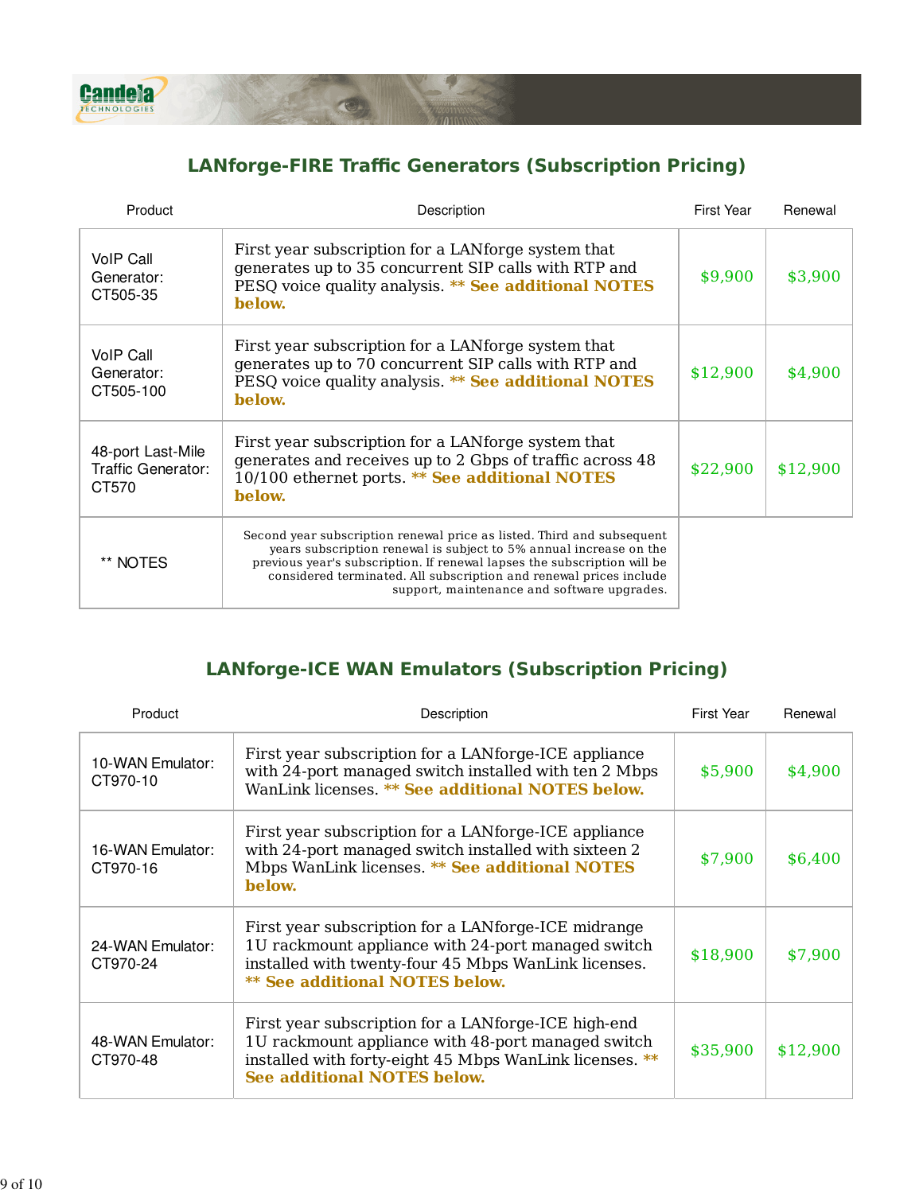## LANforge-FIRE Traffic Generators (Subscription Pricing)

| Product | Description | First Year | Renewal |
|---|---|---|---|
| VoIP Call Generator: CT505-35 | First year subscription for a LANforge system that generates up to 35 concurrent SIP calls with RTP and PESQ voice quality analysis. **** See additional NOTES below.** | $9,900 | $3,900 |
| VoIP Call Generator: CT505-100 | First year subscription for a LANforge system that generates up to 70 concurrent SIP calls with RTP and PESQ voice quality analysis. **** See additional NOTES below.** | $12,900 | $4,900 |
| 48-port Last-Mile Traffic Generator: CT570 | First year subscription for a LANforge system that generates and receives up to 2 Gbps of traffic across 48 10/100 ethernet ports. **** See additional NOTES below.** | $22,900 | $12,900 |
| ** NOTES | Second year subscription renewal price as listed. Third and subsequent years subscription renewal is subject to 5% annual increase on the previous year's subscription. If renewal lapses the subscription will be considered terminated. All subscription and renewal prices include support, maintenance and software upgrades. | | |

## LANforge-ICE WAN Emulators (Subscription Pricing)

| Product | Description | First Year | Renewal |
|---|---|---|---|
| 10-WAN Emulator: CT970-10 | First year subscription for a LANforge-ICE appliance with 24-port managed switch installed with ten 2 Mbps WanLink licenses. **** See additional NOTES below.** | $5,900 | $4,900 |
| 16-WAN Emulator: CT970-16 | First year subscription for a LANforge-ICE appliance with 24-port managed switch installed with sixteen 2 Mbps WanLink licenses. **** See additional NOTES below.** | $7,900 | $6,400 |
| 24-WAN Emulator: CT970-24 | First year subscription for a LANforge-ICE midrange 1U rackmount appliance with 24-port managed switch installed with twenty-four 45 Mbps WanLink licenses. **** See additional NOTES below.** | $18,900 | $7,900 |
| 48-WAN Emulator: CT970-48 | First year subscription for a LANforge-ICE high-end 1U rackmount appliance with 48-port managed switch installed with forty-eight 45 Mbps WanLink licenses. **** See additional NOTES below.** | $35,900 | $12,900 |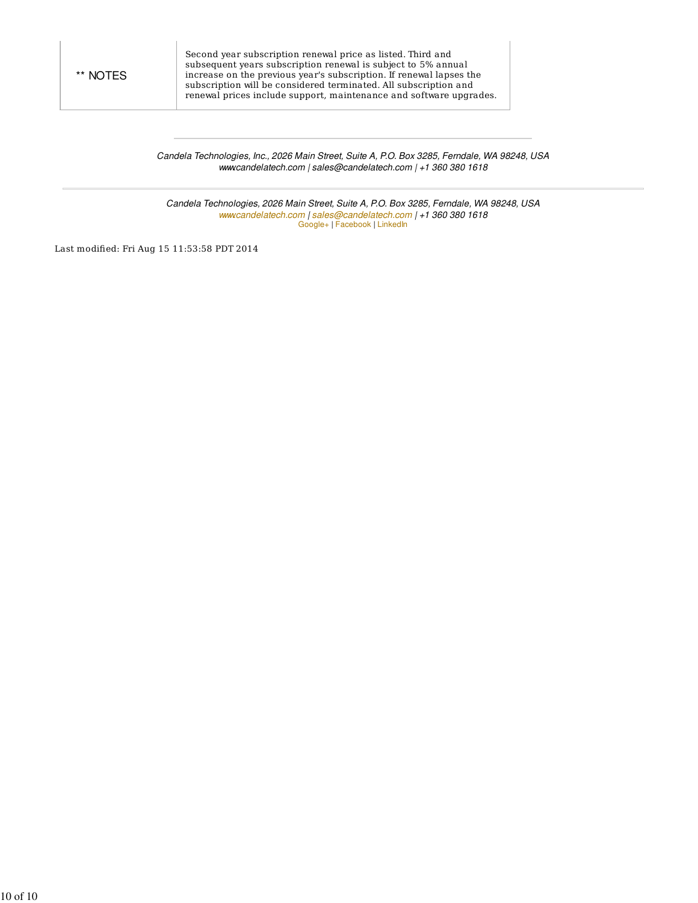| | |
|---|---|
| ** NOTES | Second year subscription renewal price as listed. Third and subsequent years subscription renewal is subject to 5% annual increase on the previous year's subscription. If renewal lapses the subscription will be considered terminated. All subscription and renewal prices include support, maintenance and software upgrades. |

---

*Candela Technologies, Inc., 2026 Main Street, Suite A, P.O. Box 3285, Ferndale, WA 98248, USA*
*www.candelatech.com | sales@candelatech.com | +1 360 380 1618*

---

*Candela Technologies, 2026 Main Street, Suite A, P.O. Box 3285, Ferndale, WA 98248, USA*
*www.candelatech.com | sales@candelatech.com | +1 360 380 1618*
Google+ | Facebook | LinkedIn

Last modified: Fri Aug 15 11:53:58 PDT 2014